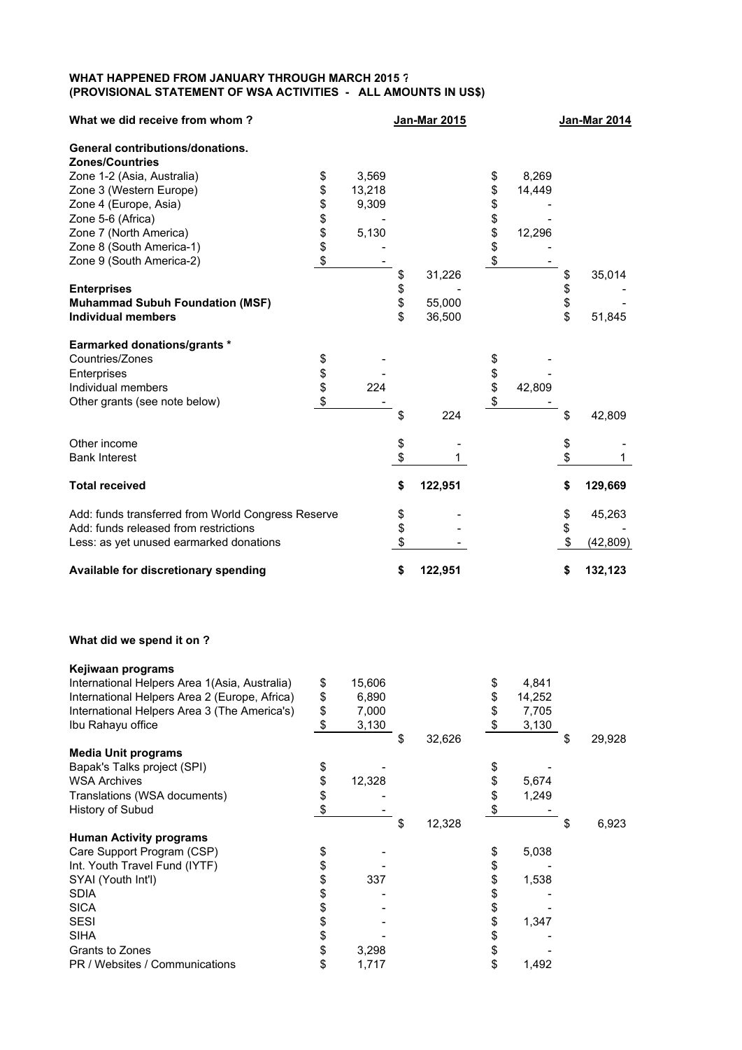**WHAT HAPPENED FROM JANUARY THROUGH MARCH 2015 ?**
**(PROVISIONAL STATEMENT OF WSA ACTIVITIES - ALL AMOUNTS IN US$)**

| What we did receive from whom ? | | Jan-Mar 2015 | | Jan-Mar 2014 |
|---|---|---|---|---|
| **General contributions/donations.** | | | | |
| **Zones/Countries** | | | | |
| Zone 1-2 (Asia, Australia) | $ 3,569 | | $ 8,269 | |
| Zone 3 (Western Europe) | $ 13,218 | | $ 14,449 | |
| Zone 4 (Europe, Asia) | $ 9,309 | | $ - | |
| Zone 5-6 (Africa) | $ - | | $ - | |
| Zone 7 (North America) | $ 5,130 | | $ 12,296 | |
| Zone 8 (South America-1) | $ - | | $ - | |
| Zone 9 (South America-2) | $ - | | $ - | |
| | | $ 31,226 | | $ 35,014 |
| **Enterprises** | | $ - | | $ - |
| **Muhammad Subuh Foundation (MSF)** | | $ 55,000 | | $ - |
| **Individual members** | | $ 36,500 | | $ 51,845 |
| **Earmarked donations/grants *** | | | | |
| Countries/Zones | $ - | | $ - | |
| Enterprises | $ - | | $ - | |
| Individual members | $ 224 | | $ 42,809 | |
| Other grants (see note below) | $ - | | $ - | |
| | | $ 224 | | $ 42,809 |
| Other income | | $ - | | $ - |
| Bank Interest | | $ 1 | | $ 1 |
| **Total received** | | **$ 122,951** | | **$ 129,669** |
| Add: funds transferred from World Congress Reserve | | $ - | | $ 45,263 |
| Add: funds released from restrictions | | $ - | | $ - |
| Less: as yet unused earmarked donations | | $ - | | $ (42,809) |
| **Available for discretionary spending** | | **$ 122,951** | | **$ 132,123** |

**What did we spend it on ?**

| | | Jan-Mar 2015 | | Jan-Mar 2014 |
|---|---|---|---|---|
| **Kejiwaan programs** | | | | |
| International Helpers Area 1(Asia, Australia) | $ 15,606 | | $ 4,841 | |
| International Helpers Area 2 (Europe, Africa) | $ 6,890 | | $ 14,252 | |
| International Helpers Area 3 (The America's) | $ 7,000 | | $ 7,705 | |
| Ibu Rahayu office | $ 3,130 | | $ 3,130 | |
| | | $ 32,626 | | $ 29,928 |
| **Media Unit programs** | | | | |
| Bapak's Talks project (SPI) | $ - | | $ - | |
| WSA Archives | $ 12,328 | | $ 5,674 | |
| Translations (WSA documents) | $ - | | $ 1,249 | |
| History of Subud | $ - | | $ - | |
| | | $ 12,328 | | $ 6,923 |
| **Human Activity programs** | | | | |
| Care Support Program (CSP) | $ - | | $ 5,038 | |
| Int. Youth Travel Fund (IYTF) | $ - | | $ - | |
| SYAI (Youth Int'l) | $ 337 | | $ 1,538 | |
| SDIA | $ - | | $ - | |
| SICA | $ - | | $ - | |
| SESI | $ - | | $ 1,347 | |
| SIHA | $ - | | $ - | |
| Grants to Zones | $ 3,298 | | $ - | |
| PR / Websites / Communications | $ 1,717 | | $ 1,492 | |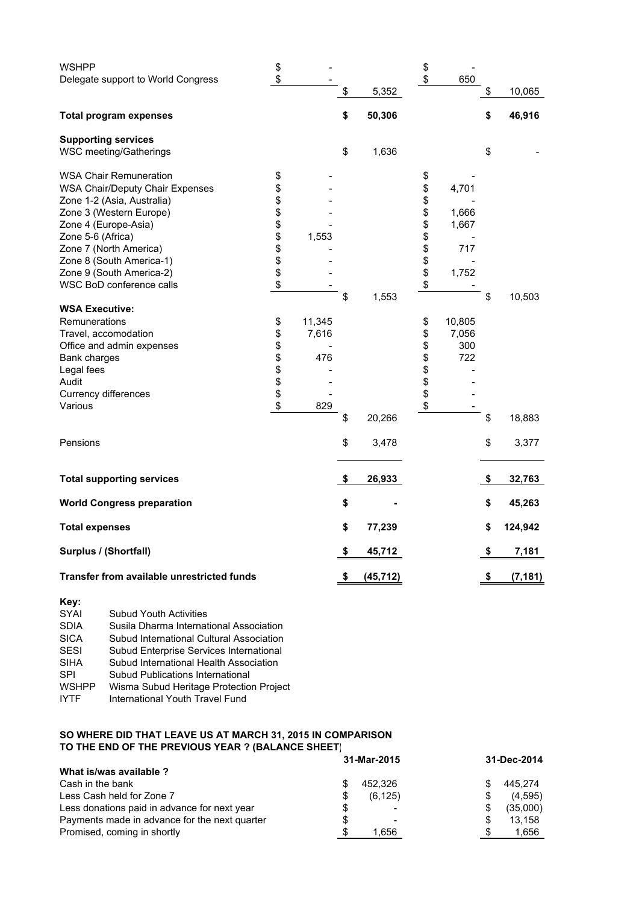| | | | | |
|---|---|---|---|---|
| WSHPP | $ - | | $ - | |
| Delegate support to World Congress | $ - | | $ 650 | |
| | | $ 5,352 | | $ 10,065 |
| **Total program expenses** | | **$ 50,306** | | **$ 46,916** |
| **Supporting services** | | | | |
| WSC meeting/Gatherings | | $ 1,636 | | $ - |
| WSA Chair Remuneration | $ - | | $ - | |
| WSA Chair/Deputy Chair Expenses | $ - | | $ 4,701 | |
| Zone 1-2 (Asia, Australia) | $ - | | $ - | |
| Zone 3 (Western Europe) | $ - | | $ 1,666 | |
| Zone 4 (Europe-Asia) | $ - | | $ 1,667 | |
| Zone 5-6 (Africa) | $ 1,553 | | $ - | |
| Zone 7 (North America) | $ - | | $ 717 | |
| Zone 8 (South America-1) | $ - | | $ - | |
| Zone 9 (South America-2) | $ - | | $ 1,752 | |
| WSC BoD conference calls | $ - | | $ - | |
| | | $ 1,553 | | $ 10,503 |
| **WSA Executive:** | | | | |
| Remunerations | $ 11,345 | | $ 10,805 | |
| Travel, accomodation | $ 7,616 | | $ 7,056 | |
| Office and admin expenses | $ - | | $ 300 | |
| Bank charges | $ 476 | | $ 722 | |
| Legal fees | $ - | | $ - | |
| Audit | $ - | | $ - | |
| Currency differences | $ - | | $ - | |
| Various | $ 829 | | $ - | |
| | | $ 20,266 | | $ 18,883 |
| Pensions | | $ 3,478 | | $ 3,377 |
| **Total supporting services** | | **$ 26,933** | | **$ 32,763** |
| **World Congress preparation** | | **$ -** | | **$ 45,263** |
| **Total expenses** | | **$ 77,239** | | **$ 124,942** |
| **Surplus / (Shortfall)** | | **$ 45,712** | | **$ 7,181** |
| **Transfer from available unrestricted funds** | | **$ (45,712)** | | **$ (7,181)** |

**Key:**

| | |
|---|---|
| SYAI | Subud Youth Activities |
| SDIA | Susila Dharma International Association |
| SICA | Subud International Cultural Association |
| SESI | Subud Enterprise Services International |
| SIHA | Subud International Health Association |
| SPI | Subud Publications International |
| WSHPP | Wisma Subud Heritage Protection Project |
| IYTF | International Youth Travel Fund |

**SO WHERE DID THAT LEAVE US AT MARCH 31, 2015 IN COMPARISON TO THE END OF THE PREVIOUS YEAR ? (BALANCE SHEET)**

| | 31-Mar-2015 | 31-Dec-2014 |
|---|---|---|
| **What is/was available ?** | | |
| Cash in the bank | $ 452,326 | $ 445,274 |
| Less Cash held for Zone 7 | $ (6,125) | $ (4,595) |
| Less donations paid in advance for next year | $ - | $ (35,000) |
| Payments made in advance for the next quarter | $ - | $ 13,158 |
| Promised, coming in shortly | $ 1,656 | $ 1,656 |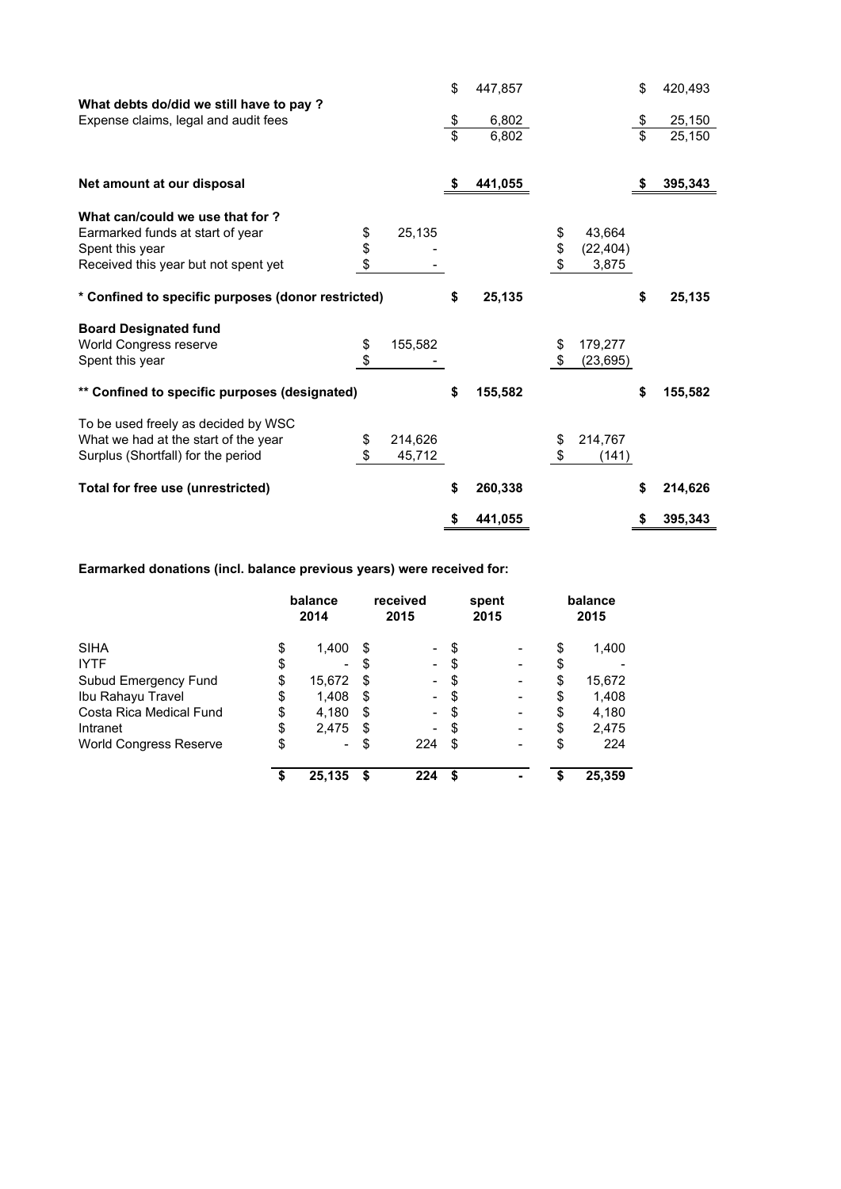| | | | | |
|---|---|---|---|---|
| | | $ 447,857 | | $ 420,493 |
| **What debts do/did we still have to pay ?** | | | | |
| Expense claims, legal and audit fees | | $ 6,802 | | $ 25,150 |
| | | $ 6,802 | | $ 25,150 |
| **Net amount at our disposal** | | **$ 441,055** | | **$ 395,343** |
| **What can/could we use that for ?** | | | | |
| Earmarked funds at start of year | $ 25,135 | | $ 43,664 | |
| Spent this year | $ - | | $ (22,404) | |
| Received this year but not spent yet | $ - | | $ 3,875 | |
| **\* Confined to specific purposes (donor restricted)** | | **$ 25,135** | | **$ 25,135** |
| **Board Designated fund** | | | | |
| World Congress reserve | $ 155,582 | | $ 179,277 | |
| Spent this year | $ - | | $ (23,695) | |
| **\*\* Confined to specific purposes (designated)** | | **$ 155,582** | | **$ 155,582** |
| To be used freely as decided by WSC | | | | |
| What we had at the start of the year | $ 214,626 | | $ 214,767 | |
| Surplus (Shortfall) for the period | $ 45,712 | | $ (141) | |
| **Total for free use (unrestricted)** | | **$ 260,338** | | **$ 214,626** |
| | | **$ 441,055** | | **$ 395,343** |

**Earmarked donations (incl. balance previous years) were received for:**

| | balance 2014 | received 2015 | spent 2015 | balance 2015 |
|---|---|---|---|---|
| SIHA | $ 1,400 | $ - | $ - | $ 1,400 |
| IYTF | $ - | $ - | $ - | $ - |
| Subud Emergency Fund | $ 15,672 | $ - | $ - | $ 15,672 |
| Ibu Rahayu Travel | $ 1,408 | $ - | $ - | $ 1,408 |
| Costa Rica Medical Fund | $ 4,180 | $ - | $ - | $ 4,180 |
| Intranet | $ 2,475 | $ - | $ - | $ 2,475 |
| World Congress Reserve | $ - | $ 224 | $ - | $ 224 |
| | **$ 25,135** | **$ 224** | **$ -** | **$ 25,359** |